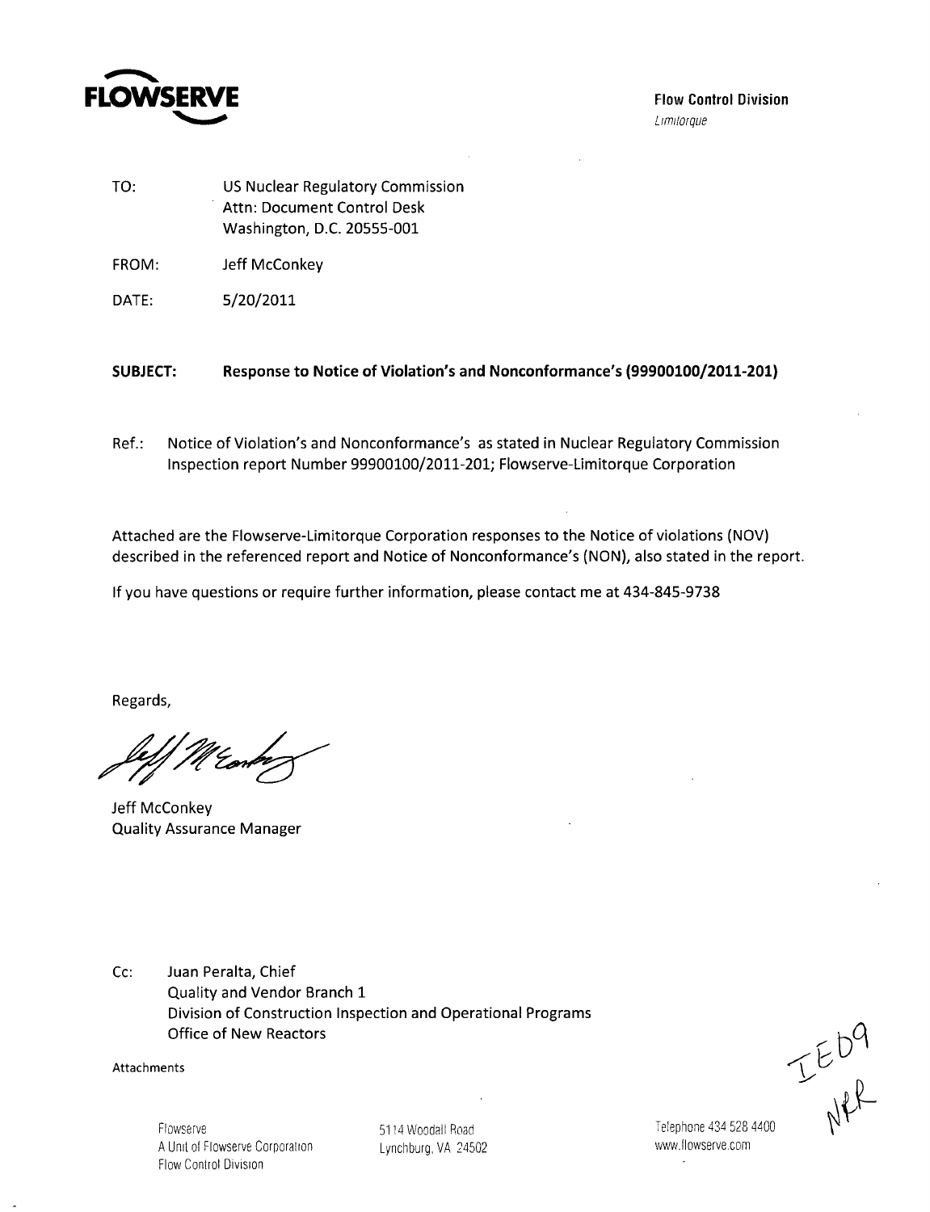**FLOWSERVE**

**Flow Control Division**
*Limitorque*

TO: US Nuclear Regulatory Commission
Attn: Document Control Desk
Washington, D.C. 20555-001

FROM: Jeff McConkey

DATE: 5/20/2011

**SUBJECT: Response to Notice of Violation's and Nonconformance's (99900100/2011-201)**

Ref.: Notice of Violation's and Nonconformance's as stated in Nuclear Regulatory Commission Inspection report Number 99900100/2011-201; Flowserve-Limitorque Corporation

Attached are the Flowserve-Limitorque Corporation responses to the Notice of violations (NOV) described in the referenced report and Notice of Nonconformance's (NON), also stated in the report.

If you have questions or require further information, please contact me at 434-845-9738

Regards,

Jeff McConkey
Quality Assurance Manager

Cc: Juan Peralta, Chief
Quality and Vendor Branch 1
Division of Construction Inspection and Operational Programs
Office of New Reactors

Attachments

IE09
NRR

Flowserve
A Unit of Flowserve Corporation
Flow Control Division

5114 Woodall Road
Lynchburg, VA 24502

Telephone 434 528 4400
www.flowserve.com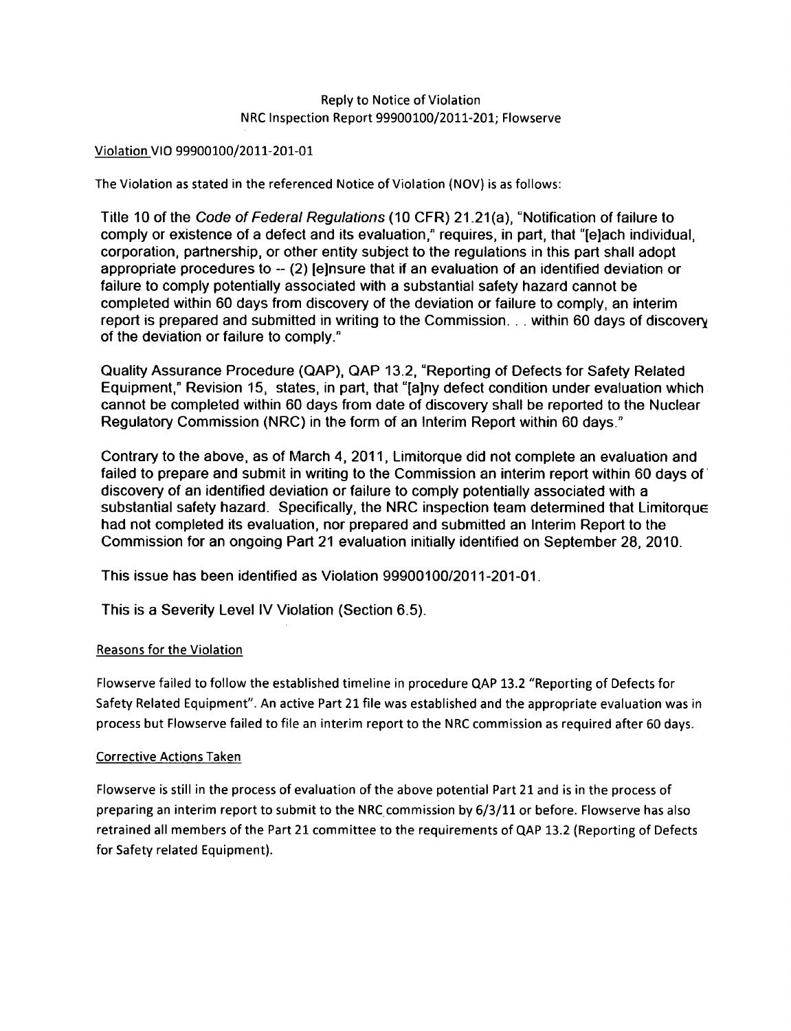Reply to Notice of Violation
NRC Inspection Report 99900100/2011-201; Flowserve

Violation VIO 99900100/2011-201-01

The Violation as stated in the referenced Notice of Violation (NOV) is as follows:

> Title 10 of the *Code of Federal Regulations* (10 CFR) 21.21(a), "Notification of failure to comply or existence of a defect and its evaluation," requires, in part, that "[e]ach individual, corporation, partnership, or other entity subject to the regulations in this part shall adopt appropriate procedures to -- (2) [e]nsure that if an evaluation of an identified deviation or failure to comply potentially associated with a substantial safety hazard cannot be completed within 60 days from discovery of the deviation or failure to comply, an interim report is prepared and submitted in writing to the Commission. . . within 60 days of discovery of the deviation or failure to comply."
>
> Quality Assurance Procedure (QAP), QAP 13.2, "Reporting of Defects for Safety Related Equipment," Revision 15, states, in part, that "[a]ny defect condition under evaluation which cannot be completed within 60 days from date of discovery shall be reported to the Nuclear Regulatory Commission (NRC) in the form of an Interim Report within 60 days."
>
> Contrary to the above, as of March 4, 2011, Limitorque did not complete an evaluation and failed to prepare and submit in writing to the Commission an interim report within 60 days of discovery of an identified deviation or failure to comply potentially associated with a substantial safety hazard. Specifically, the NRC inspection team determined that Limitorque had not completed its evaluation, nor prepared and submitted an Interim Report to the Commission for an ongoing Part 21 evaluation initially identified on September 28, 2010.
>
> This issue has been identified as Violation 99900100/2011-201-01.
>
> This is a Severity Level IV Violation (Section 6.5).

Reasons for the Violation

Flowserve failed to follow the established timeline in procedure QAP 13.2 "Reporting of Defects for Safety Related Equipment". An active Part 21 file was established and the appropriate evaluation was in process but Flowserve failed to file an interim report to the NRC commission as required after 60 days.

Corrective Actions Taken

Flowserve is still in the process of evaluation of the above potential Part 21 and is in the process of preparing an interim report to submit to the NRC commission by 6/3/11 or before. Flowserve has also retrained all members of the Part 21 committee to the requirements of QAP 13.2 (Reporting of Defects for Safety related Equipment).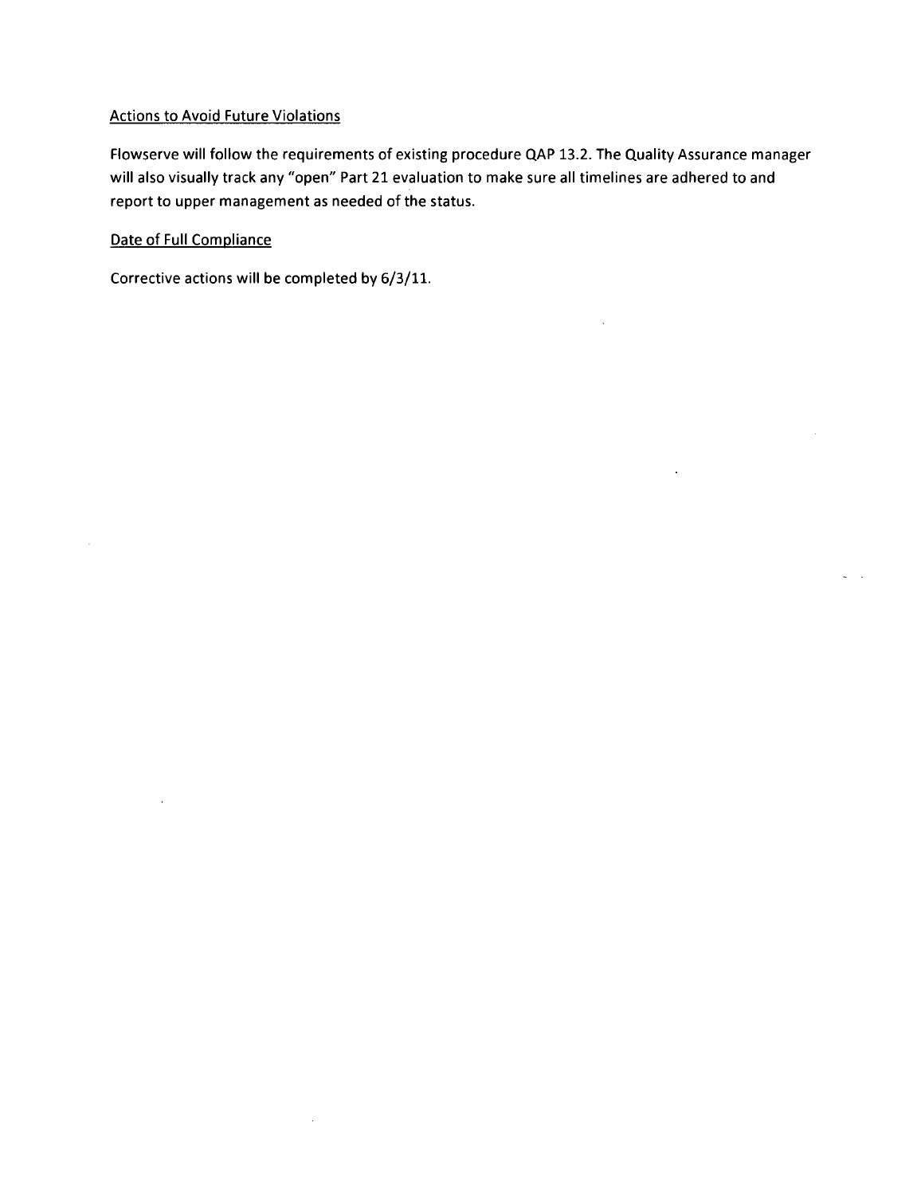## Actions to Avoid Future Violations

Flowserve will follow the requirements of existing procedure QAP 13.2. The Quality Assurance manager will also visually track any "open" Part 21 evaluation to make sure all timelines are adhered to and report to upper management as needed of the status.

## Date of Full Compliance

Corrective actions will be completed by 6/3/11.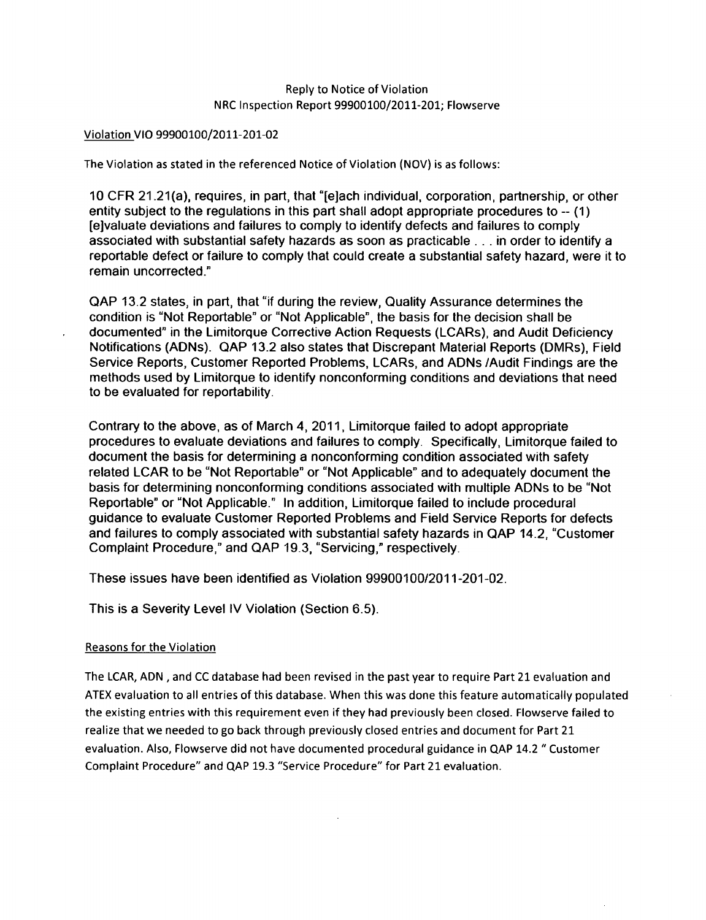Reply to Notice of Violation
NRC Inspection Report 99900100/2011-201; Flowserve

Violation VIO 99900100/2011-201-02

The Violation as stated in the referenced Notice of Violation (NOV) is as follows:

10 CFR 21.21(a), requires, in part, that "[e]ach individual, corporation, partnership, or other entity subject to the regulations in this part shall adopt appropriate procedures to -- (1) [e]valuate deviations and failures to comply to identify defects and failures to comply associated with substantial safety hazards as soon as practicable . . . in order to identify a reportable defect or failure to comply that could create a substantial safety hazard, were it to remain uncorrected."

QAP 13.2 states, in part, that "if during the review, Quality Assurance determines the condition is "Not Reportable" or "Not Applicable", the basis for the decision shall be documented" in the Limitorque Corrective Action Requests (LCARs), and Audit Deficiency Notifications (ADNs). QAP 13.2 also states that Discrepant Material Reports (DMRs), Field Service Reports, Customer Reported Problems, LCARs, and ADNs /Audit Findings are the methods used by Limitorque to identify nonconforming conditions and deviations that need to be evaluated for reportability.

Contrary to the above, as of March 4, 2011, Limitorque failed to adopt appropriate procedures to evaluate deviations and failures to comply. Specifically, Limitorque failed to document the basis for determining a nonconforming condition associated with safety related LCAR to be "Not Reportable" or "Not Applicable" and to adequately document the basis for determining nonconforming conditions associated with multiple ADNs to be "Not Reportable" or "Not Applicable." In addition, Limitorque failed to include procedural guidance to evaluate Customer Reported Problems and Field Service Reports for defects and failures to comply associated with substantial safety hazards in QAP 14.2, "Customer Complaint Procedure," and QAP 19.3, "Servicing," respectively.

These issues have been identified as Violation 99900100/2011-201-02.

This is a Severity Level IV Violation (Section 6.5).

Reasons for the Violation

The LCAR, ADN , and CC database had been revised in the past year to require Part 21 evaluation and ATEX evaluation to all entries of this database. When this was done this feature automatically populated the existing entries with this requirement even if they had previously been closed. Flowserve failed to realize that we needed to go back through previously closed entries and document for Part 21 evaluation. Also, Flowserve did not have documented procedural guidance in QAP 14.2 " Customer Complaint Procedure" and QAP 19.3 "Service Procedure" for Part 21 evaluation.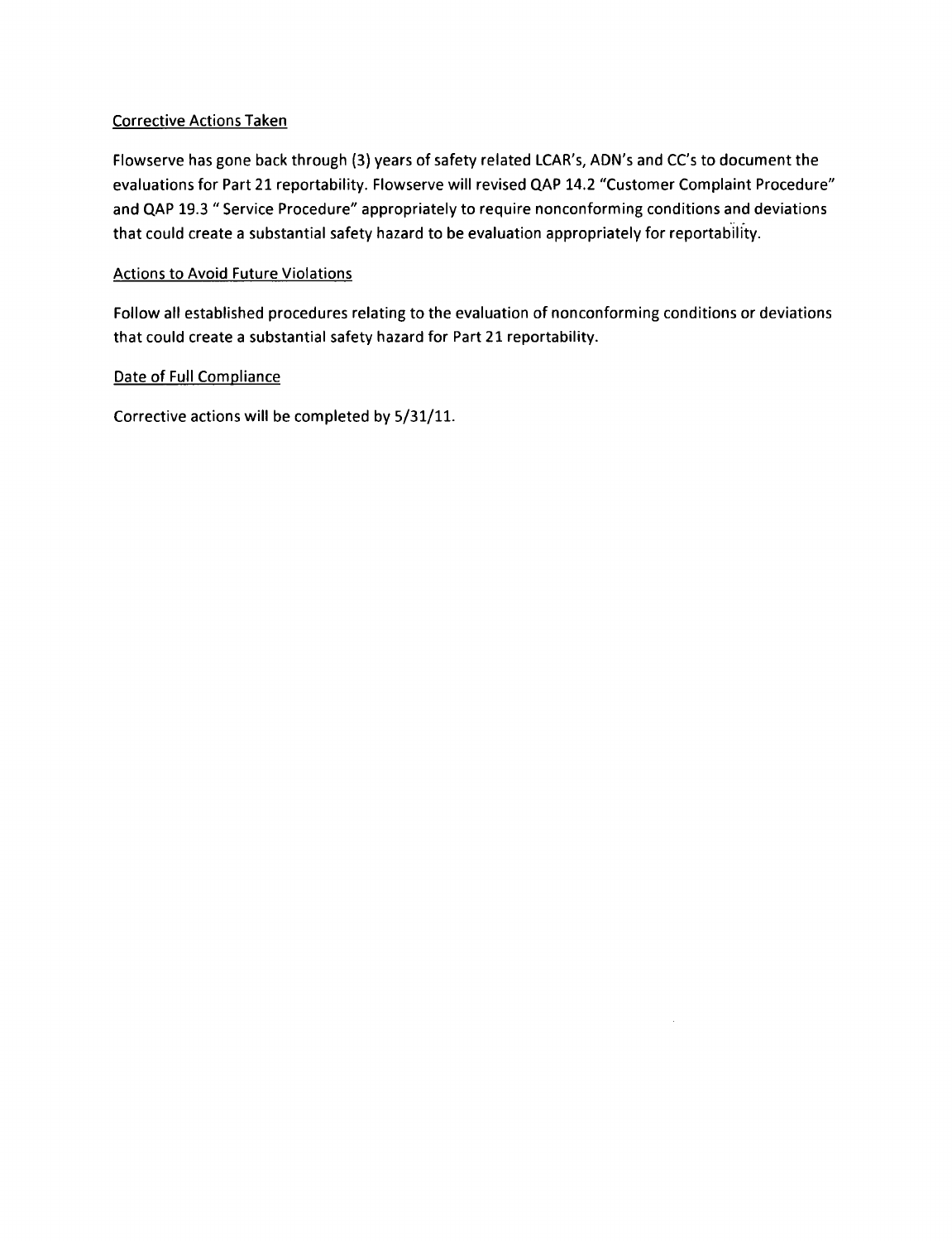Corrective Actions Taken

Flowserve has gone back through (3) years of safety related LCAR's, ADN's and CC's to document the evaluations for Part 21 reportability. Flowserve will revised QAP 14.2 "Customer Complaint Procedure" and QAP 19.3 " Service Procedure" appropriately to require nonconforming conditions and deviations that could create a substantial safety hazard to be evaluation appropriately for reportability.

Actions to Avoid Future Violations

Follow all established procedures relating to the evaluation of nonconforming conditions or deviations that could create a substantial safety hazard for Part 21 reportability.

Date of Full Compliance

Corrective actions will be completed by 5/31/11.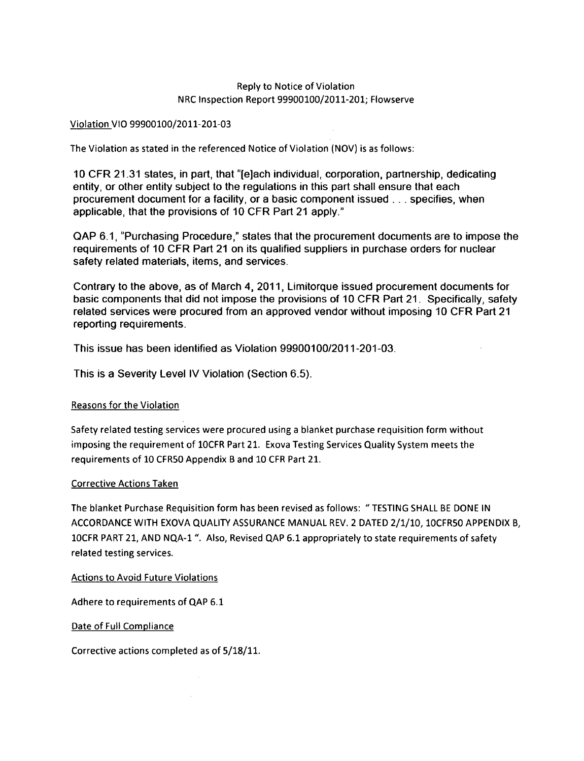Reply to Notice of Violation
NRC Inspection Report 99900100/2011-201; Flowserve

Violation VIO 99900100/2011-201-03

The Violation as stated in the referenced Notice of Violation (NOV) is as follows:

10 CFR 21.31 states, in part, that "[e]ach individual, corporation, partnership, dedicating entity, or other entity subject to the regulations in this part shall ensure that each procurement document for a facility, or a basic component issued . . . specifies, when applicable, that the provisions of 10 CFR Part 21 apply."

QAP 6.1, "Purchasing Procedure," states that the procurement documents are to impose the requirements of 10 CFR Part 21 on its qualified suppliers in purchase orders for nuclear safety related materials, items, and services.

Contrary to the above, as of March 4, 2011, Limitorque issued procurement documents for basic components that did not impose the provisions of 10 CFR Part 21. Specifically, safety related services were procured from an approved vendor without imposing 10 CFR Part 21 reporting requirements.

This issue has been identified as Violation 99900100/2011-201-03.

This is a Severity Level IV Violation (Section 6.5).

Reasons for the Violation

Safety related testing services were procured using a blanket purchase requisition form without imposing the requirement of 10CFR Part 21. Exova Testing Services Quality System meets the requirements of 10 CFR50 Appendix B and 10 CFR Part 21.

Corrective Actions Taken

The blanket Purchase Requisition form has been revised as follows: " TESTING SHALL BE DONE IN ACCORDANCE WITH EXOVA QUALITY ASSURANCE MANUAL REV. 2 DATED 2/1/10, 10CFR50 APPENDIX B, 10CFR PART 21, AND NQA-1 ". Also, Revised QAP 6.1 appropriately to state requirements of safety related testing services.

Actions to Avoid Future Violations

Adhere to requirements of QAP 6.1

Date of Full Compliance

Corrective actions completed as of 5/18/11.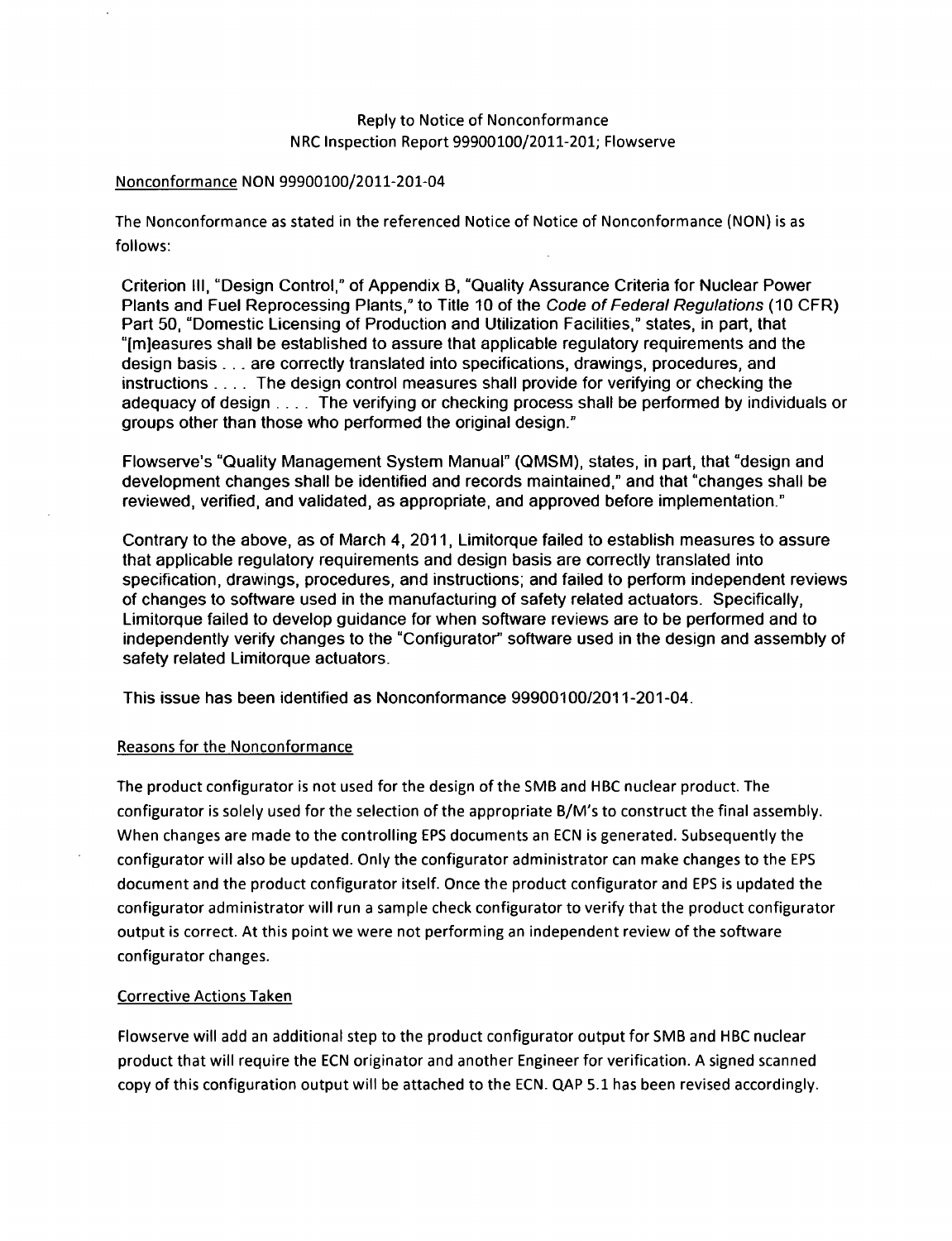Reply to Notice of Nonconformance
NRC Inspection Report 99900100/2011-201; Flowserve

Nonconformance NON 99900100/2011-201-04

The Nonconformance as stated in the referenced Notice of Notice of Nonconformance (NON) is as follows:

> Criterion III, "Design Control," of Appendix B, "Quality Assurance Criteria for Nuclear Power Plants and Fuel Reprocessing Plants," to Title 10 of the *Code of Federal Regulations* (10 CFR) Part 50, "Domestic Licensing of Production and Utilization Facilities," states, in part, that "[m]easures shall be established to assure that applicable regulatory requirements and the design basis . . . are correctly translated into specifications, drawings, procedures, and instructions . . . . The design control measures shall provide for verifying or checking the adequacy of design . . . . The verifying or checking process shall be performed by individuals or groups other than those who performed the original design."
>
> Flowserve's "Quality Management System Manual" (QMSM), states, in part, that "design and development changes shall be identified and records maintained," and that "changes shall be reviewed, verified, and validated, as appropriate, and approved before implementation."
>
> Contrary to the above, as of March 4, 2011, Limitorque failed to establish measures to assure that applicable regulatory requirements and design basis are correctly translated into specification, drawings, procedures, and instructions; and failed to perform independent reviews of changes to software used in the manufacturing of safety related actuators. Specifically, Limitorque failed to develop guidance for when software reviews are to be performed and to independently verify changes to the "Configurator" software used in the design and assembly of safety related Limitorque actuators.
>
> This issue has been identified as Nonconformance 99900100/2011-201-04.

Reasons for the Nonconformance

The product configurator is not used for the design of the SMB and HBC nuclear product. The configurator is solely used for the selection of the appropriate B/M's to construct the final assembly. When changes are made to the controlling EPS documents an ECN is generated. Subsequently the configurator will also be updated. Only the configurator administrator can make changes to the EPS document and the product configurator itself. Once the product configurator and EPS is updated the configurator administrator will run a sample check configurator to verify that the product configurator output is correct. At this point we were not performing an independent review of the software configurator changes.

Corrective Actions Taken

Flowserve will add an additional step to the product configurator output for SMB and HBC nuclear product that will require the ECN originator and another Engineer for verification. A signed scanned copy of this configuration output will be attached to the ECN. QAP 5.1 has been revised accordingly.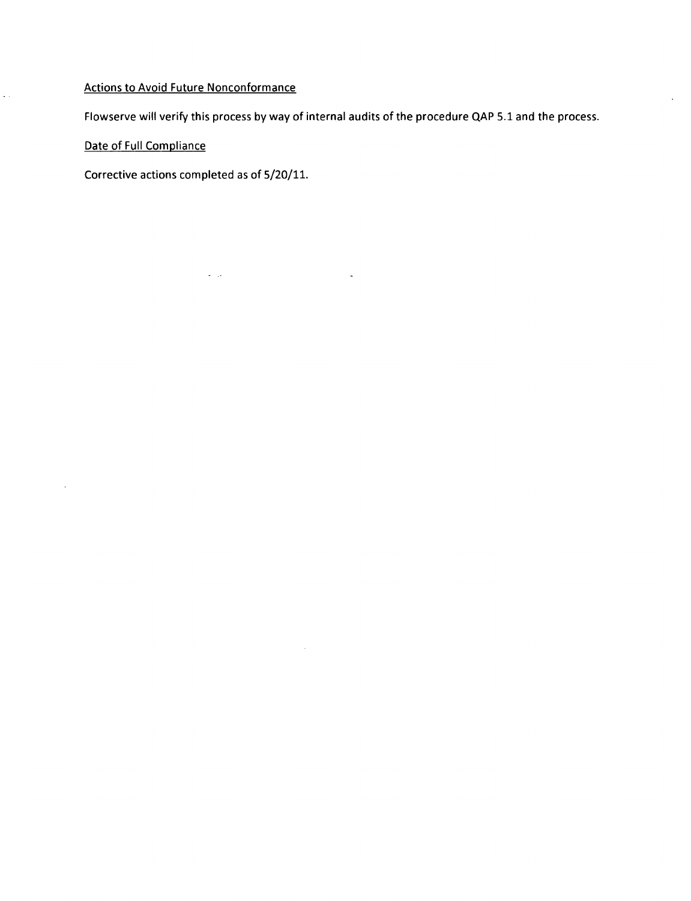Actions to Avoid Future Nonconformance

Flowserve will verify this process by way of internal audits of the procedure QAP 5.1 and the process.

Date of Full Compliance

Corrective actions completed as of 5/20/11.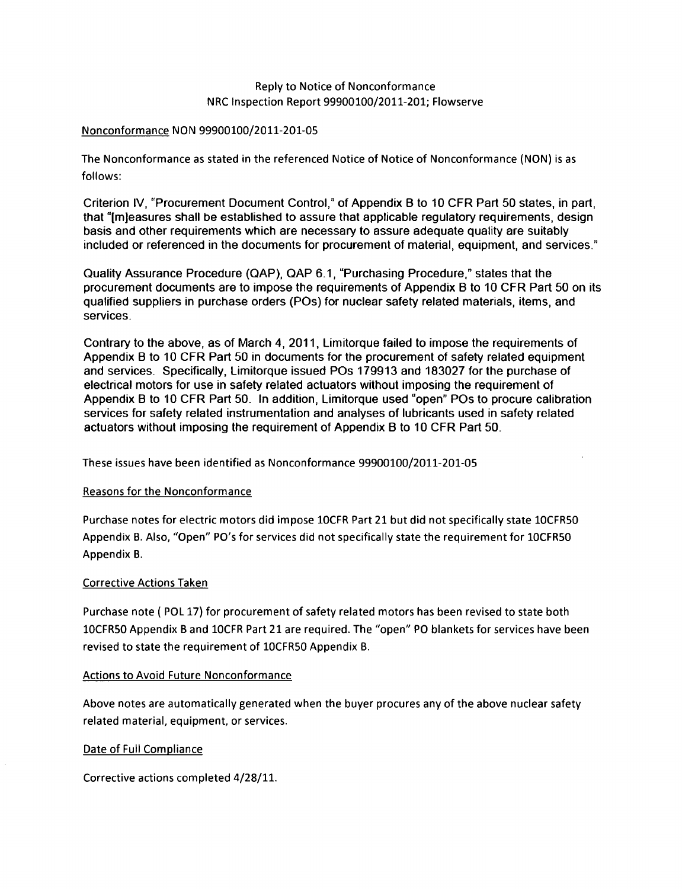Reply to Notice of Nonconformance
NRC Inspection Report 99900100/2011-201; Flowserve

Nonconformance NON 99900100/2011-201-05

The Nonconformance as stated in the referenced Notice of Notice of Nonconformance (NON) is as follows:

Criterion IV, "Procurement Document Control," of Appendix B to 10 CFR Part 50 states, in part, that "[m]easures shall be established to assure that applicable regulatory requirements, design basis and other requirements which are necessary to assure adequate quality are suitably included or referenced in the documents for procurement of material, equipment, and services."

Quality Assurance Procedure (QAP), QAP 6.1, "Purchasing Procedure," states that the procurement documents are to impose the requirements of Appendix B to 10 CFR Part 50 on its qualified suppliers in purchase orders (POs) for nuclear safety related materials, items, and services.

Contrary to the above, as of March 4, 2011, Limitorque failed to impose the requirements of Appendix B to 10 CFR Part 50 in documents for the procurement of safety related equipment and services. Specifically, Limitorque issued POs 179913 and 183027 for the purchase of electrical motors for use in safety related actuators without imposing the requirement of Appendix B to 10 CFR Part 50. In addition, Limitorque used "open" POs to procure calibration services for safety related instrumentation and analyses of lubricants used in safety related actuators without imposing the requirement of Appendix B to 10 CFR Part 50.

These issues have been identified as Nonconformance 99900100/2011-201-05

Reasons for the Nonconformance

Purchase notes for electric motors did impose 10CFR Part 21 but did not specifically state 10CFR50 Appendix B. Also, "Open" PO's for services did not specifically state the requirement for 10CFR50 Appendix B.

Corrective Actions Taken

Purchase note ( POL 17) for procurement of safety related motors has been revised to state both 10CFR50 Appendix B and 10CFR Part 21 are required. The "open" PO blankets for services have been revised to state the requirement of 10CFR50 Appendix B.

Actions to Avoid Future Nonconformance

Above notes are automatically generated when the buyer procures any of the above nuclear safety related material, equipment, or services.

Date of Full Compliance

Corrective actions completed 4/28/11.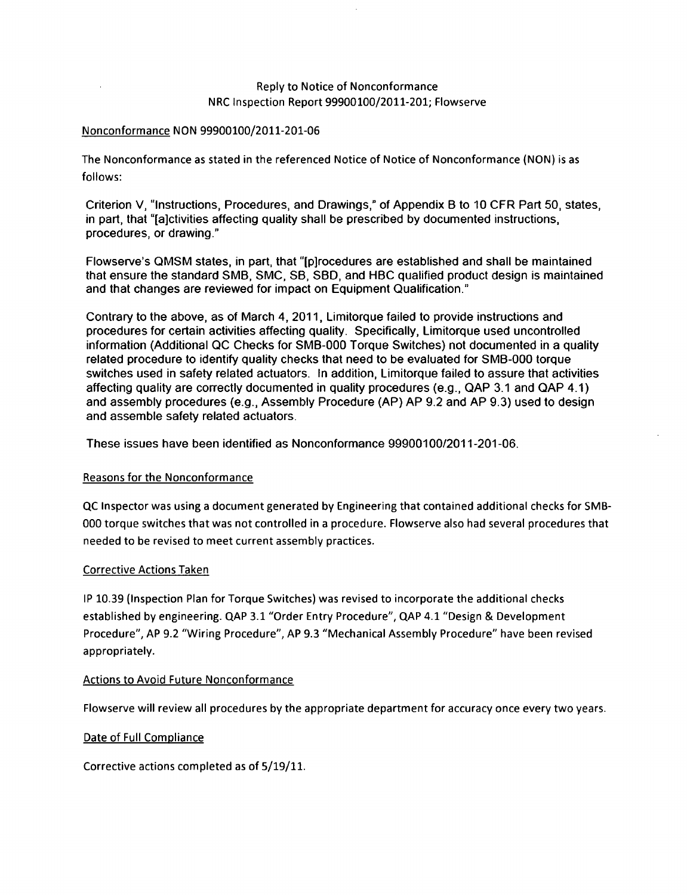Reply to Notice of Nonconformance
NRC Inspection Report 99900100/2011-201; Flowserve

Nonconformance NON 99900100/2011-201-06

The Nonconformance as stated in the referenced Notice of Notice of Nonconformance (NON) is as follows:

Criterion V, "Instructions, Procedures, and Drawings," of Appendix B to 10 CFR Part 50, states, in part, that "[a]ctivities affecting quality shall be prescribed by documented instructions, procedures, or drawing."

Flowserve's QMSM states, in part, that "[p]rocedures are established and shall be maintained that ensure the standard SMB, SMC, SB, SBD, and HBC qualified product design is maintained and that changes are reviewed for impact on Equipment Qualification."

Contrary to the above, as of March 4, 2011, Limitorque failed to provide instructions and procedures for certain activities affecting quality. Specifically, Limitorque used uncontrolled information (Additional QC Checks for SMB-000 Torque Switches) not documented in a quality related procedure to identify quality checks that need to be evaluated for SMB-000 torque switches used in safety related actuators. In addition, Limitorque failed to assure that activities affecting quality are correctly documented in quality procedures (e.g., QAP 3.1 and QAP 4.1) and assembly procedures (e.g., Assembly Procedure (AP) AP 9.2 and AP 9.3) used to design and assemble safety related actuators.

These issues have been identified as Nonconformance 99900100/2011-201-06.

Reasons for the Nonconformance

QC Inspector was using a document generated by Engineering that contained additional checks for SMB-000 torque switches that was not controlled in a procedure. Flowserve also had several procedures that needed to be revised to meet current assembly practices.

Corrective Actions Taken

IP 10.39 (Inspection Plan for Torque Switches) was revised to incorporate the additional checks established by engineering. QAP 3.1 "Order Entry Procedure", QAP 4.1 "Design & Development Procedure", AP 9.2 "Wiring Procedure", AP 9.3 "Mechanical Assembly Procedure" have been revised appropriately.

Actions to Avoid Future Nonconformance

Flowserve will review all procedures by the appropriate department for accuracy once every two years.

Date of Full Compliance

Corrective actions completed as of 5/19/11.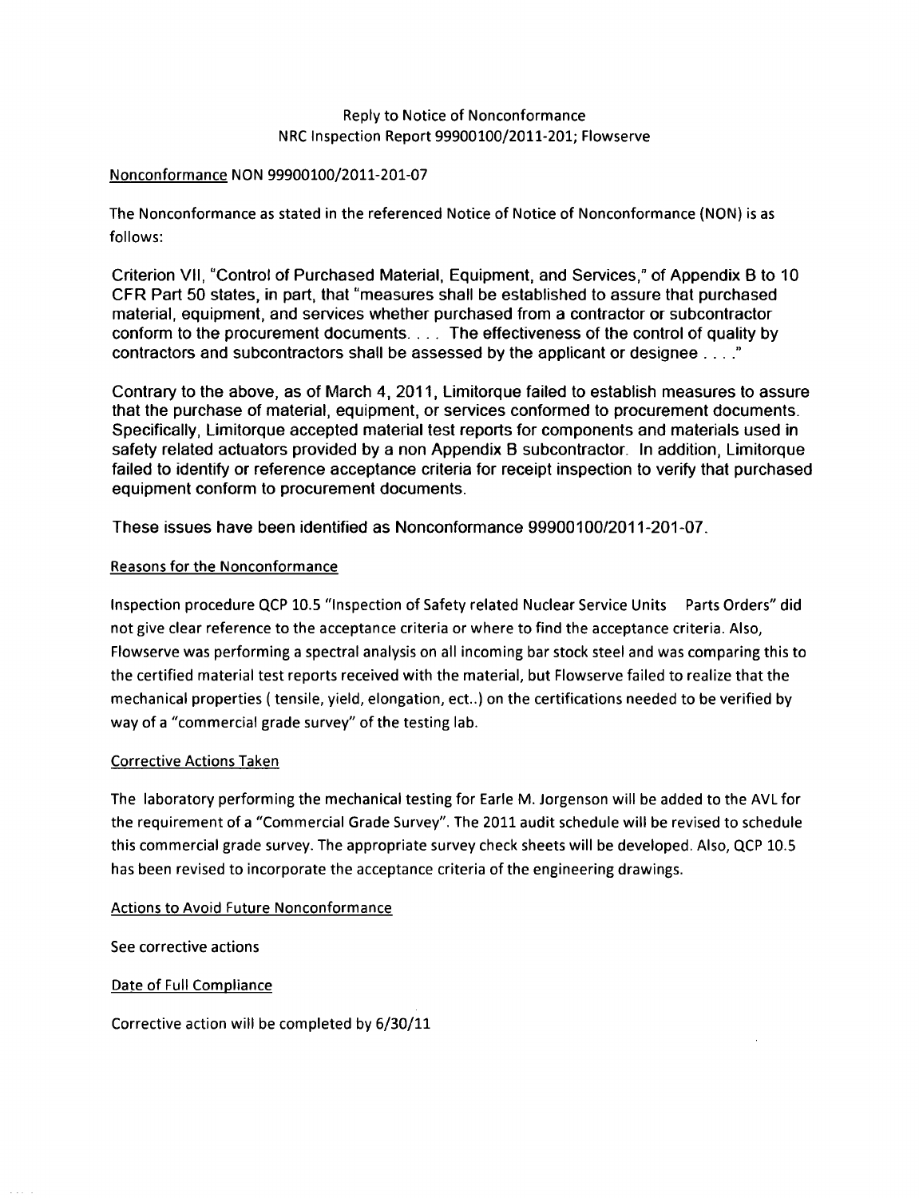Reply to Notice of Nonconformance
NRC Inspection Report 99900100/2011-201; Flowserve

Nonconformance NON 99900100/2011-201-07

The Nonconformance as stated in the referenced Notice of Notice of Nonconformance (NON) is as follows:

Criterion VII, "Control of Purchased Material, Equipment, and Services," of Appendix B to 10 CFR Part 50 states, in part, that "measures shall be established to assure that purchased material, equipment, and services whether purchased from a contractor or subcontractor conform to the procurement documents. . . . The effectiveness of the control of quality by contractors and subcontractors shall be assessed by the applicant or designee . . . ."

Contrary to the above, as of March 4, 2011, Limitorque failed to establish measures to assure that the purchase of material, equipment, or services conformed to procurement documents. Specifically, Limitorque accepted material test reports for components and materials used in safety related actuators provided by a non Appendix B subcontractor. In addition, Limitorque failed to identify or reference acceptance criteria for receipt inspection to verify that purchased equipment conform to procurement documents.

These issues have been identified as Nonconformance 99900100/2011-201-07.

Reasons for the Nonconformance

Inspection procedure QCP 10.5 "Inspection of Safety related Nuclear Service Units Parts Orders" did not give clear reference to the acceptance criteria or where to find the acceptance criteria. Also, Flowserve was performing a spectral analysis on all incoming bar stock steel and was comparing this to the certified material test reports received with the material, but Flowserve failed to realize that the mechanical properties ( tensile, yield, elongation, ect..) on the certifications needed to be verified by way of a "commercial grade survey" of the testing lab.

Corrective Actions Taken

The laboratory performing the mechanical testing for Earle M. Jorgenson will be added to the AVL for the requirement of a "Commercial Grade Survey". The 2011 audit schedule will be revised to schedule this commercial grade survey. The appropriate survey check sheets will be developed. Also, QCP 10.5 has been revised to incorporate the acceptance criteria of the engineering drawings.

Actions to Avoid Future Nonconformance

See corrective actions

Date of Full Compliance

Corrective action will be completed by 6/30/11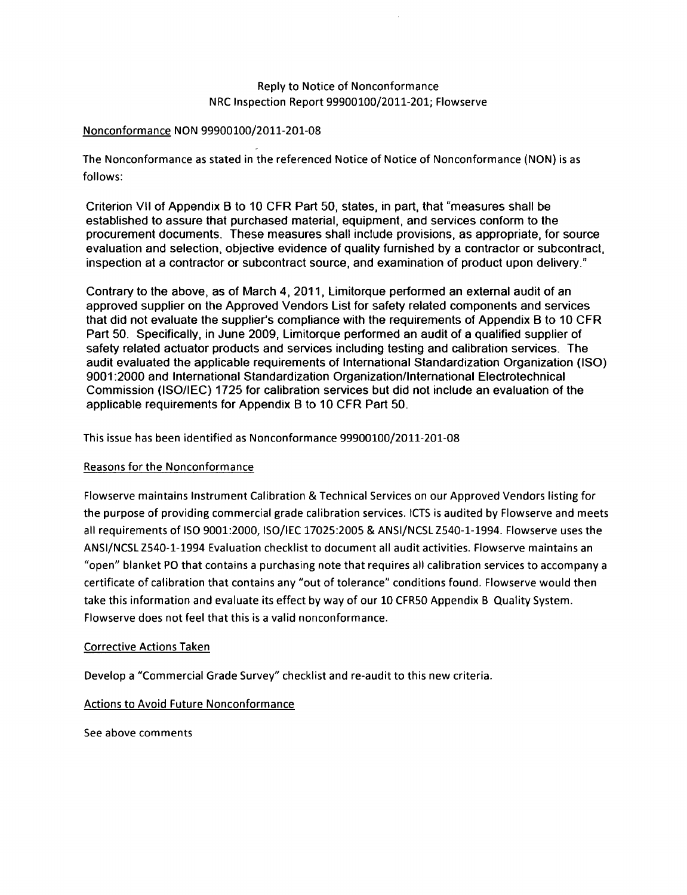Reply to Notice of Nonconformance
NRC Inspection Report 99900100/2011-201; Flowserve

Nonconformance NON 99900100/2011-201-08

The Nonconformance as stated in the referenced Notice of Notice of Nonconformance (NON) is as follows:

Criterion VII of Appendix B to 10 CFR Part 50, states, in part, that "measures shall be established to assure that purchased material, equipment, and services conform to the procurement documents. These measures shall include provisions, as appropriate, for source evaluation and selection, objective evidence of quality furnished by a contractor or subcontract, inspection at a contractor or subcontract source, and examination of product upon delivery."

Contrary to the above, as of March 4, 2011, Limitorque performed an external audit of an approved supplier on the Approved Vendors List for safety related components and services that did not evaluate the supplier's compliance with the requirements of Appendix B to 10 CFR Part 50. Specifically, in June 2009, Limitorque performed an audit of a qualified supplier of safety related actuator products and services including testing and calibration services. The audit evaluated the applicable requirements of International Standardization Organization (ISO) 9001:2000 and International Standardization Organization/International Electrotechnical Commission (ISO/IEC) 1725 for calibration services but did not include an evaluation of the applicable requirements for Appendix B to 10 CFR Part 50.

This issue has been identified as Nonconformance 99900100/2011-201-08

Reasons for the Nonconformance

Flowserve maintains Instrument Calibration & Technical Services on our Approved Vendors listing for the purpose of providing commercial grade calibration services. ICTS is audited by Flowserve and meets all requirements of ISO 9001:2000, ISO/IEC 17025:2005 & ANSI/NCSL Z540-1-1994. Flowserve uses the ANSI/NCSL Z540-1-1994 Evaluation checklist to document all audit activities. Flowserve maintains an "open" blanket PO that contains a purchasing note that requires all calibration services to accompany a certificate of calibration that contains any "out of tolerance" conditions found. Flowserve would then take this information and evaluate its effect by way of our 10 CFR50 Appendix B Quality System. Flowserve does not feel that this is a valid nonconformance.

Corrective Actions Taken

Develop a "Commercial Grade Survey" checklist and re-audit to this new criteria.

Actions to Avoid Future Nonconformance

See above comments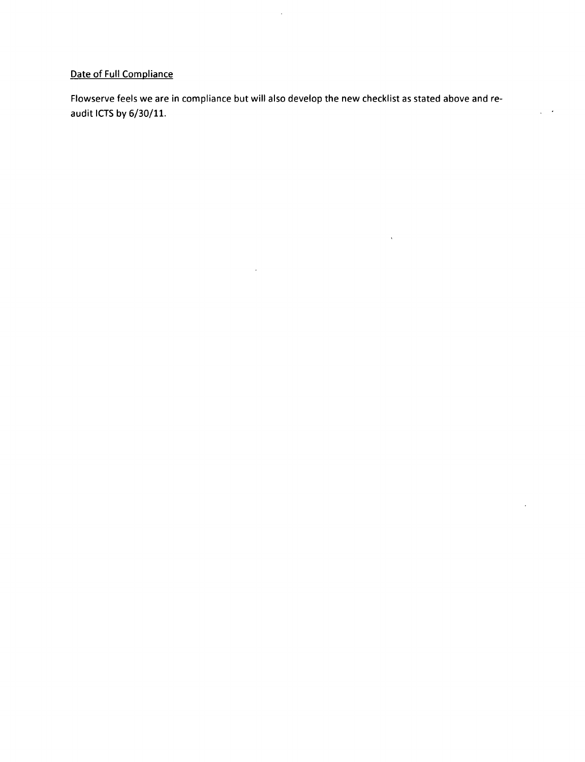Date of Full Compliance

Flowserve feels we are in compliance but will also develop the new checklist as stated above and re-audit ICTS by 6/30/11.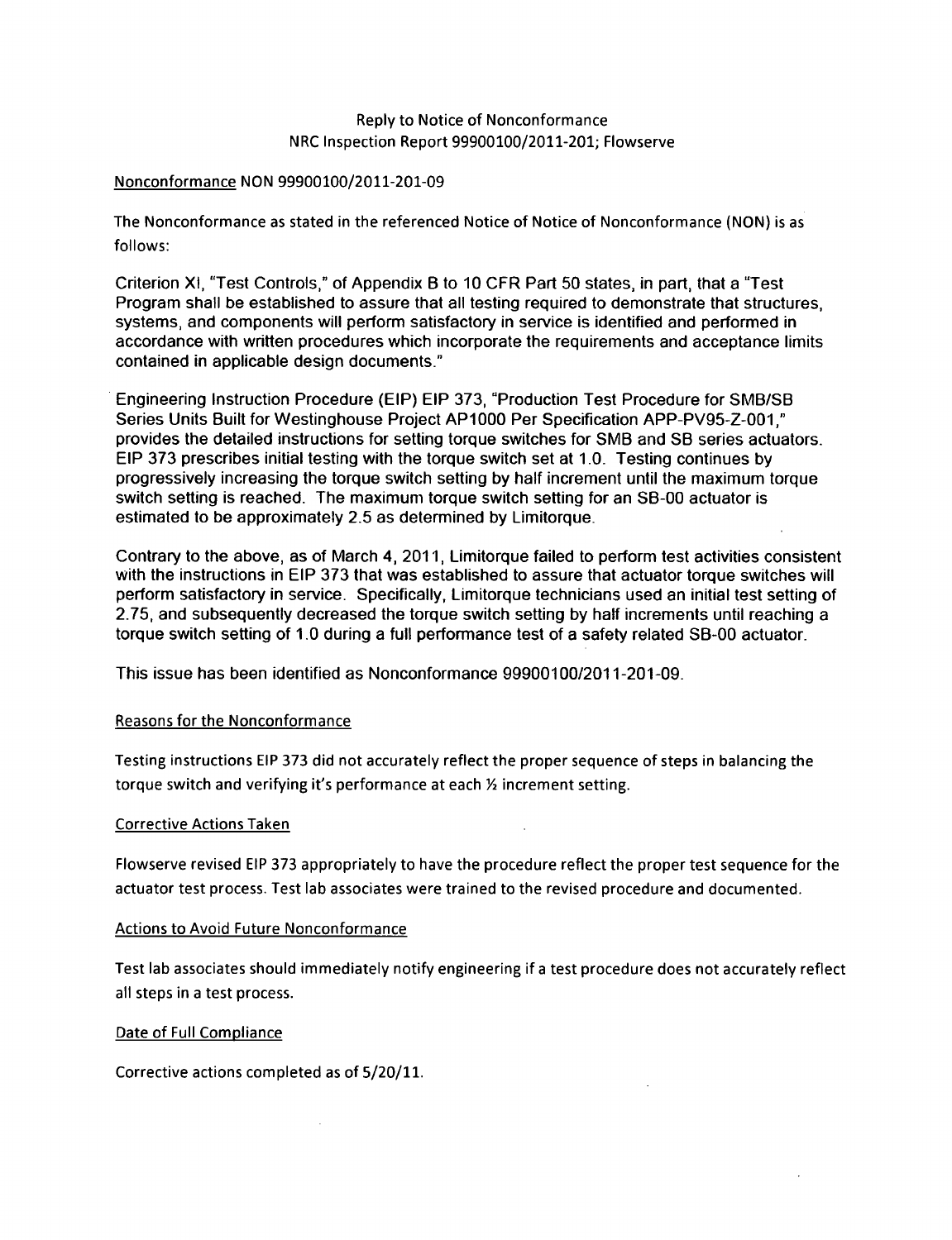Reply to Notice of Nonconformance
NRC Inspection Report 99900100/2011-201; Flowserve

Nonconformance NON 99900100/2011-201-09

The Nonconformance as stated in the referenced Notice of Notice of Nonconformance (NON) is as follows:

Criterion XI, "Test Controls," of Appendix B to 10 CFR Part 50 states, in part, that a "Test Program shall be established to assure that all testing required to demonstrate that structures, systems, and components will perform satisfactory in service is identified and performed in accordance with written procedures which incorporate the requirements and acceptance limits contained in applicable design documents."

Engineering Instruction Procedure (EIP) EIP 373, "Production Test Procedure for SMB/SB Series Units Built for Westinghouse Project AP1000 Per Specification APP-PV95-Z-001," provides the detailed instructions for setting torque switches for SMB and SB series actuators. EIP 373 prescribes initial testing with the torque switch set at 1.0. Testing continues by progressively increasing the torque switch setting by half increment until the maximum torque switch setting is reached. The maximum torque switch setting for an SB-00 actuator is estimated to be approximately 2.5 as determined by Limitorque.

Contrary to the above, as of March 4, 2011, Limitorque failed to perform test activities consistent with the instructions in EIP 373 that was established to assure that actuator torque switches will perform satisfactory in service. Specifically, Limitorque technicians used an initial test setting of 2.75, and subsequently decreased the torque switch setting by half increments until reaching a torque switch setting of 1.0 during a full performance test of a safety related SB-00 actuator.

This issue has been identified as Nonconformance 99900100/2011-201-09.

Reasons for the Nonconformance

Testing instructions EIP 373 did not accurately reflect the proper sequence of steps in balancing the torque switch and verifying it's performance at each ½ increment setting.

Corrective Actions Taken

Flowserve revised EIP 373 appropriately to have the procedure reflect the proper test sequence for the actuator test process. Test lab associates were trained to the revised procedure and documented.

Actions to Avoid Future Nonconformance

Test lab associates should immediately notify engineering if a test procedure does not accurately reflect all steps in a test process.

Date of Full Compliance

Corrective actions completed as of 5/20/11.